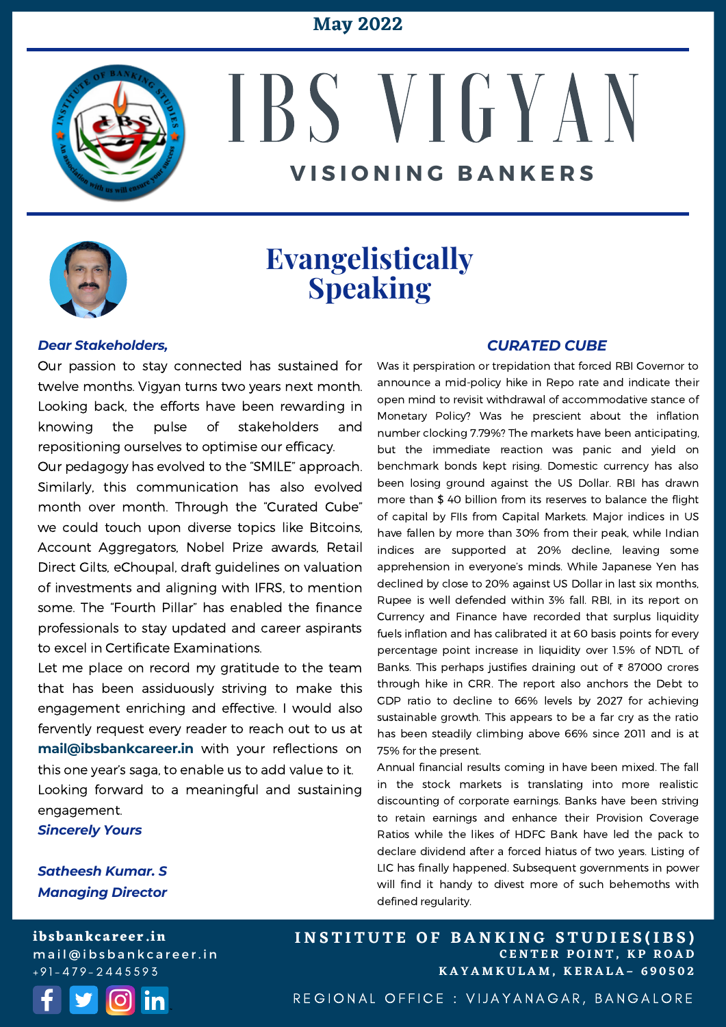May 2022

# IBS VIGYAN

## VISIONING BANKERS

## Evangelistically Speaking

***Dear Stakeholders,***

Our passion to stay connected has sustained for twelve months. Vigyan turns two years next month. Looking back, the efforts have been rewarding in knowing the pulse of stakeholders and repositioning ourselves to optimise our efficacy.

Our pedagogy has evolved to the "SMILE" approach. Similarly, this communication has also evolved month over month. Through the "Curated Cube" we could touch upon diverse topics like Bitcoins, Account Aggregators, Nobel Prize awards, Retail Direct Gilts, eChoupal, draft guidelines on valuation of investments and aligning with IFRS, to mention some. The "Fourth Pillar" has enabled the finance professionals to stay updated and career aspirants to excel in Certificate Examinations.

Let me place on record my gratitude to the team that has been assiduously striving to make this engagement enriching and effective. I would also fervently request every reader to reach out to us at **mail@ibsbankcareer.in** with your reflections on this one year's saga, to enable us to add value to it.

Looking forward to a meaningful and sustaining engagement.

***Sincerely Yours***

***Satheesh Kumar. S***
***Managing Director***

### *CURATED CUBE*

Was it perspiration or trepidation that forced RBI Governor to announce a mid-policy hike in Repo rate and indicate their open mind to revisit withdrawal of accommodative stance of Monetary Policy? Was he prescient about the inflation number clocking 7.79%? The markets have been anticipating, but the immediate reaction was panic and yield on benchmark bonds kept rising. Domestic currency has also been losing ground against the US Dollar. RBI has drawn more than $ 40 billion from its reserves to balance the flight of capital by FIIs from Capital Markets. Major indices in US have fallen by more than 30% from their peak, while Indian indices are supported at 20% decline, leaving some apprehension in everyone's minds. While Japanese Yen has declined by close to 20% against US Dollar in last six months, Rupee is well defended within 3% fall. RBI, in its report on Currency and Finance have recorded that surplus liquidity fuels inflation and has calibrated it at 60 basis points for every percentage point increase in liquidity over 1.5% of NDTL of Banks. This perhaps justifies draining out of ₹ 87000 crores through hike in CRR. The report also anchors the Debt to GDP ratio to decline to 66% levels by 2027 for achieving sustainable growth. This appears to be a far cry as the ratio has been steadily climbing above 66% since 2011 and is at 75% for the present.

Annual financial results coming in have been mixed. The fall in the stock markets is translating into more realistic discounting of corporate earnings. Banks have been striving to retain earnings and enhance their Provision Coverage Ratios while the likes of HDFC Bank have led the pack to declare dividend after a forced hiatus of two years. Listing of LIC has finally happened. Subsequent governments in power will find it handy to divest more of such behemoths with defined regularity.

ibsbankcareer.in
mail@ibsbankcareer.in
+91-479-2445593

INSTITUTE OF BANKING STUDIES(IBS)
CENTER POINT, KP ROAD
KAYAMKULAM, KERALA– 690502

REGIONAL OFFICE : VIJAYANAGAR, BANGALORE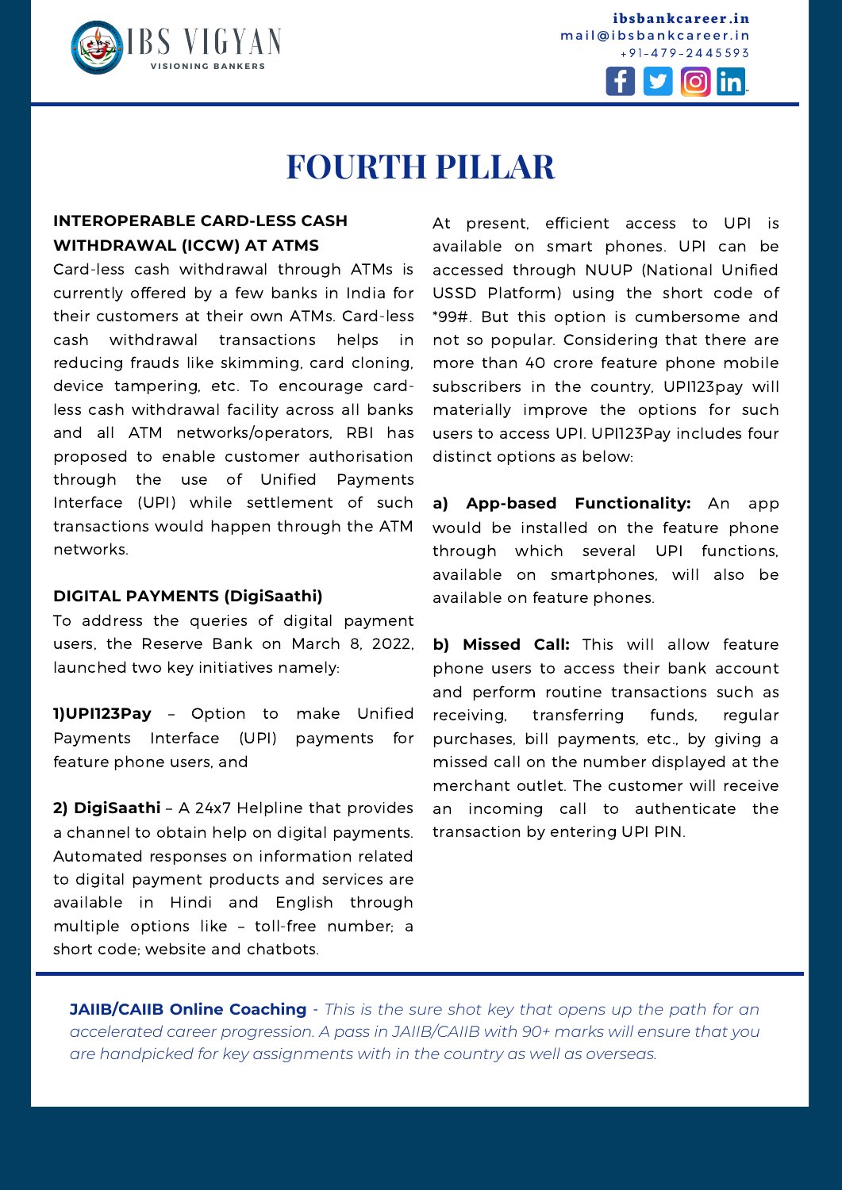# FOURTH PILLAR

### INTEROPERABLE CARD-LESS CASH WITHDRAWAL (ICCW) AT ATMS

Card-less cash withdrawal through ATMs is currently offered by a few banks in India for their customers at their own ATMs. Card-less cash withdrawal transactions helps in reducing frauds like skimming, card cloning, device tampering, etc. To encourage card-less cash withdrawal facility across all banks and all ATM networks/operators, RBI has proposed to enable customer authorisation through the use of Unified Payments Interface (UPI) while settlement of such transactions would happen through the ATM networks.

### DIGITAL PAYMENTS (DigiSaathi)

To address the queries of digital payment users, the Reserve Bank on March 8, 2022, launched two key initiatives namely:

**1)UPI123Pay** – Option to make Unified Payments Interface (UPI) payments for feature phone users, and

**2) DigiSaathi** – A 24x7 Helpline that provides a channel to obtain help on digital payments. Automated responses on information related to digital payment products and services are available in Hindi and English through multiple options like – toll-free number; a short code; website and chatbots.

At present, efficient access to UPI is available on smart phones. UPI can be accessed through NUUP (National Unified USSD Platform) using the short code of *99#. But this option is cumbersome and not so popular. Considering that there are more than 40 crore feature phone mobile subscribers in the country, UPI123pay will materially improve the options for such users to access UPI. UPI123Pay includes four distinct options as below:

**a) App-based Functionality:** An app would be installed on the feature phone through which several UPI functions, available on smartphones, will also be available on feature phones.

**b) Missed Call:** This will allow feature phone users to access their bank account and perform routine transactions such as receiving, transferring funds, regular purchases, bill payments, etc., by giving a missed call on the number displayed at the merchant outlet. The customer will receive an incoming call to authenticate the transaction by entering UPI PIN.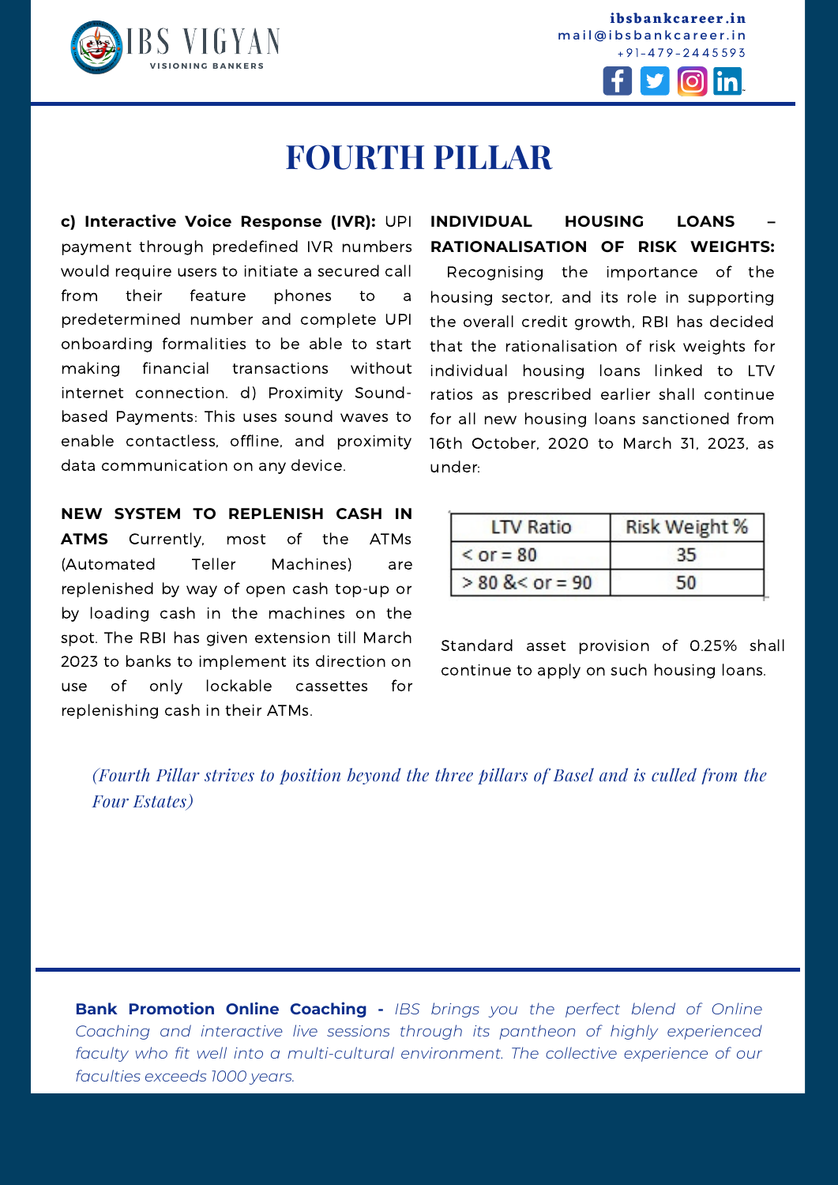# FOURTH PILLAR

**c) Interactive Voice Response (IVR):** UPI payment through predefined IVR numbers would require users to initiate a secured call from their feature phones to a predetermined number and complete UPI onboarding formalities to be able to start making financial transactions without internet connection. d) Proximity Sound-based Payments: This uses sound waves to enable contactless, offline, and proximity data communication on any device.

**NEW SYSTEM TO REPLENISH CASH IN ATMS** Currently, most of the ATMs (Automated Teller Machines) are replenished by way of open cash top-up or by loading cash in the machines on the spot. The RBI has given extension till March 2023 to banks to implement its direction on use of only lockable cassettes for replenishing cash in their ATMs.

**INDIVIDUAL HOUSING LOANS – RATIONALISATION OF RISK WEIGHTS:**

Recognising the importance of the housing sector, and its role in supporting the overall credit growth, RBI has decided that the rationalisation of risk weights for individual housing loans linked to LTV ratios as prescribed earlier shall continue for all new housing loans sanctioned from 16th October, 2020 to March 31, 2023, as under:

| LTV Ratio | Risk Weight % |
|---|---|
| < or = 80 | 35 |
| > 80 &< or = 90 | 50 |

Standard asset provision of 0.25% shall continue to apply on such housing loans.

*(Fourth Pillar strives to position beyond the three pillars of Basel and is culled from the Four Estates)*

**Bank Promotion Online Coaching -** *IBS brings you the perfect blend of Online Coaching and interactive live sessions through its pantheon of highly experienced faculty who fit well into a multi-cultural environment. The collective experience of our faculties exceeds 1000 years.*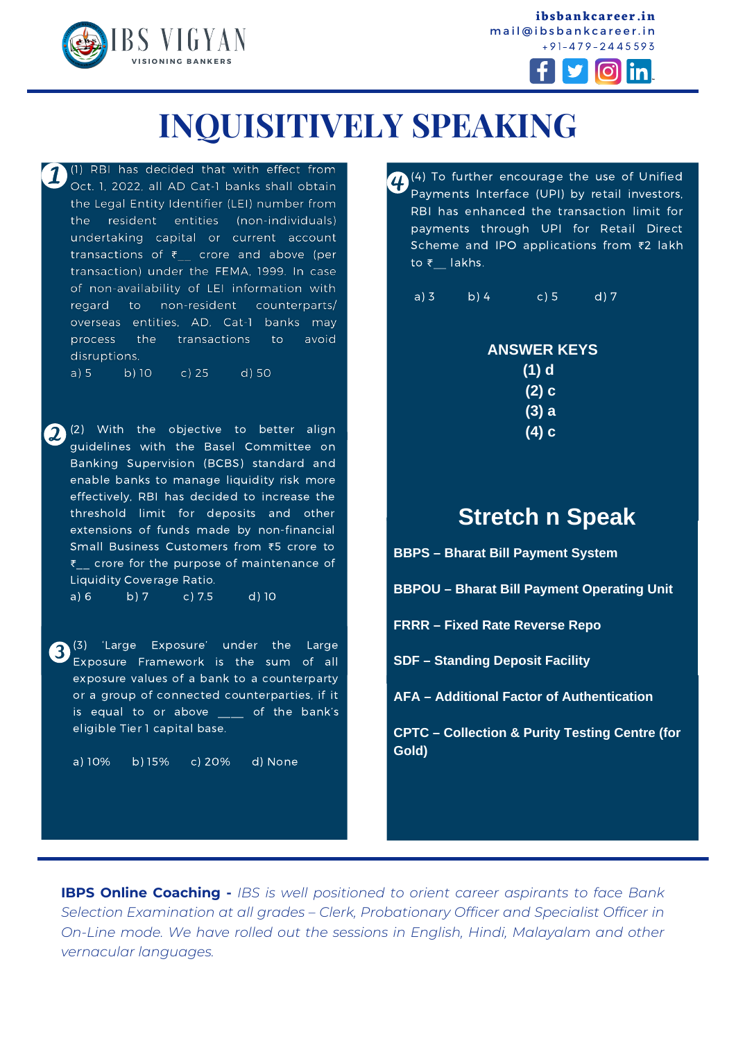# INQUISITIVELY SPEAKING

(1) RBI has decided that with effect from Oct. 1, 2022, all AD Cat-1 banks shall obtain the Legal Entity Identifier (LEI) number from the resident entities (non-individuals) undertaking capital or current account transactions of ₹__ crore and above (per transaction) under the FEMA, 1999. In case of non-availability of LEI information with regard to non-resident counterparts/ overseas entities, AD, Cat-1 banks may process the transactions to avoid disruptions.

a) 5 b) 10 c) 25 d) 50

(2) With the objective to better align guidelines with the Basel Committee on Banking Supervision (BCBS) standard and enable banks to manage liquidity risk more effectively, RBI has decided to increase the threshold limit for deposits and other extensions of funds made by non-financial Small Business Customers from ₹5 crore to ₹__ crore for the purpose of maintenance of Liquidity Coverage Ratio.

a) 6 b) 7 c) 7.5 d) 10

(3) 'Large Exposure' under the Large Exposure Framework is the sum of all exposure values of a bank to a counterparty or a group of connected counterparties, if it is equal to or above ___ of the bank's eligible Tier 1 capital base.

a) 10% b) 15% c) 20% d) None

(4) To further encourage the use of Unified Payments Interface (UPI) by retail investors, RBI has enhanced the transaction limit for payments through UPI for Retail Direct Scheme and IPO applications from ₹2 lakh to ₹__ lakhs.

a) 3 b) 4 c) 5 d) 7

**ANSWER KEYS**

**(1) d**
**(2) c**
**(3) a**
**(4) c**

## Stretch n Speak

**BBPS – Bharat Bill Payment System**

**BBPOU – Bharat Bill Payment Operating Unit**

**FRRR – Fixed Rate Reverse Repo**

**SDF – Standing Deposit Facility**

**AFA – Additional Factor of Authentication**

**CPTC – Collection & Purity Testing Centre (for Gold)**

**IBPS Online Coaching -** *IBS is well positioned to orient career aspirants to face Bank Selection Examination at all grades – Clerk, Probationary Officer and Specialist Officer in On-Line mode. We have rolled out the sessions in English, Hindi, Malayalam and other vernacular languages.*